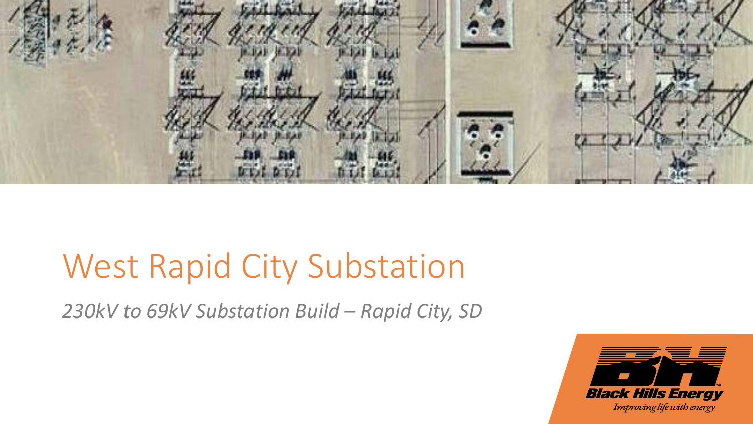# West Rapid City Substation

*230kV to 69kV Substation Build – Rapid City, SD*

Black Hills Energy

*Improving life with energy*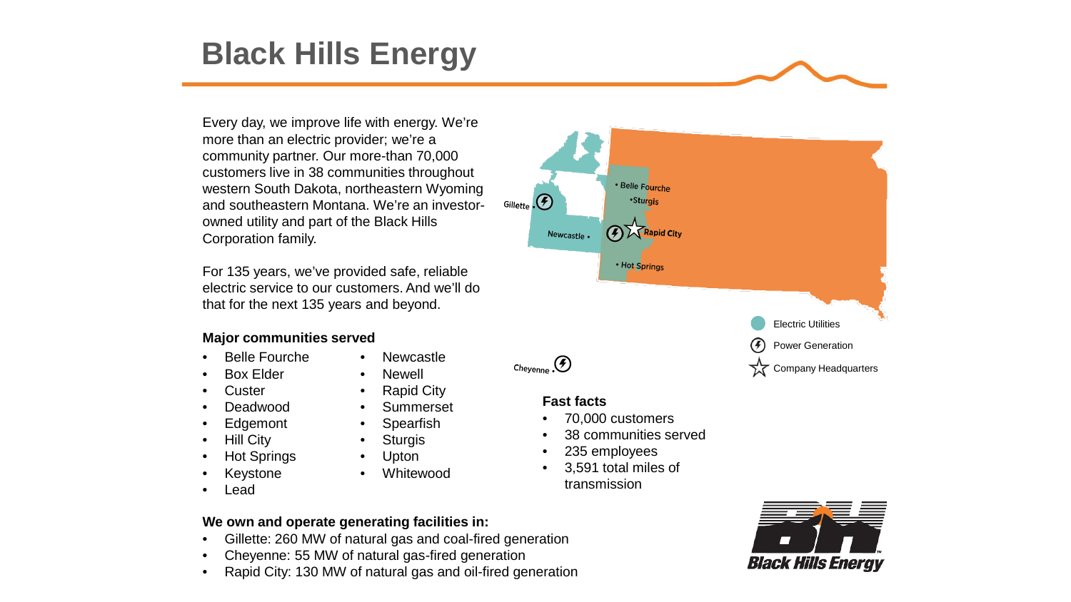# Black Hills Energy

Every day, we improve life with energy. We're more than an electric provider; we're a community partner. Our more-than 70,000 customers live in 38 communities throughout western South Dakota, northeastern Wyoming and southeastern Montana. We're an investor-owned utility and part of the Black Hills Corporation family.

For 135 years, we've provided safe, reliable electric service to our customers. And we'll do that for the next 135 years and beyond.

**Major communities served**

- Belle Fourche
- Box Elder
- Custer
- Deadwood
- Edgemont
- Hill City
- Hot Springs
- Keystone
- Lead
- Newcastle
- Newell
- Rapid City
- Summerset
- Spearfish
- Sturgis
- Upton
- Whitewood

**Fast facts**

- 70,000 customers
- 38 communities served
- 235 employees
- 3,591 total miles of transmission

**We own and operate generating facilities in:**

- Gillette: 260 MW of natural gas and coal-fired generation
- Cheyenne: 55 MW of natural gas-fired generation
- Rapid City: 130 MW of natural gas and oil-fired generation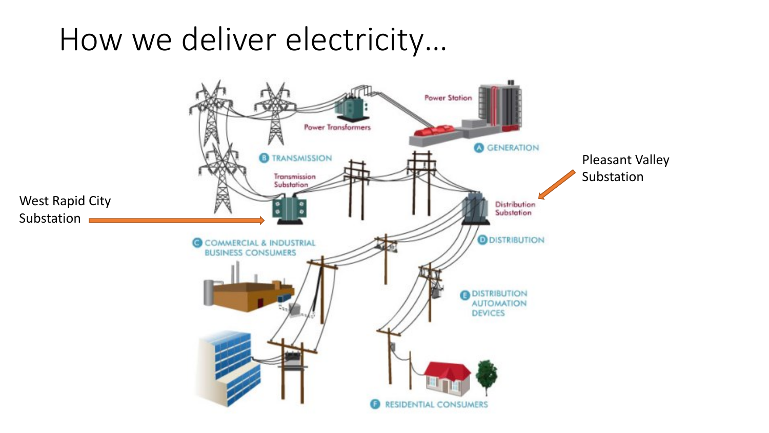# How we deliver electricity…

West Rapid City Substation

Pleasant Valley Substation

Power Station

Power Transformers

A GENERATION

B TRANSMISSION

Transmission Substation

Distribution Substation

C COMMERCIAL & INDUSTRIAL BUSINESS CONSUMERS

D DISTRIBUTION

E DISTRIBUTION AUTOMATION DEVICES

F RESIDENTIAL CONSUMERS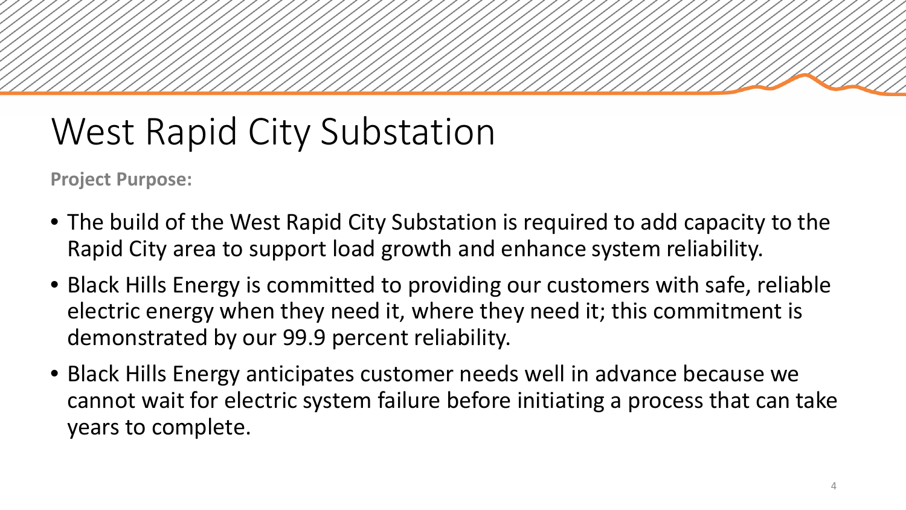# West Rapid City Substation

**Project Purpose:**

- The build of the West Rapid City Substation is required to add capacity to the Rapid City area to support load growth and enhance system reliability.
- Black Hills Energy is committed to providing our customers with safe, reliable electric energy when they need it, where they need it; this commitment is demonstrated by our 99.9 percent reliability.
- Black Hills Energy anticipates customer needs well in advance because we cannot wait for electric system failure before initiating a process that can take years to complete.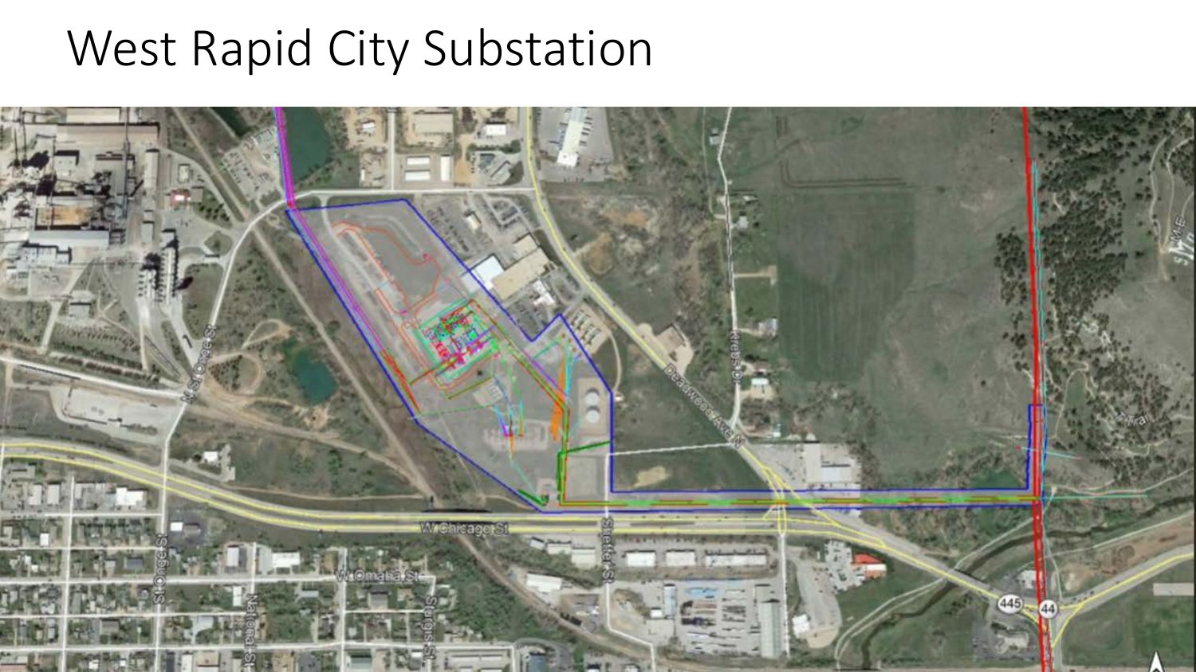# West Rapid City Substation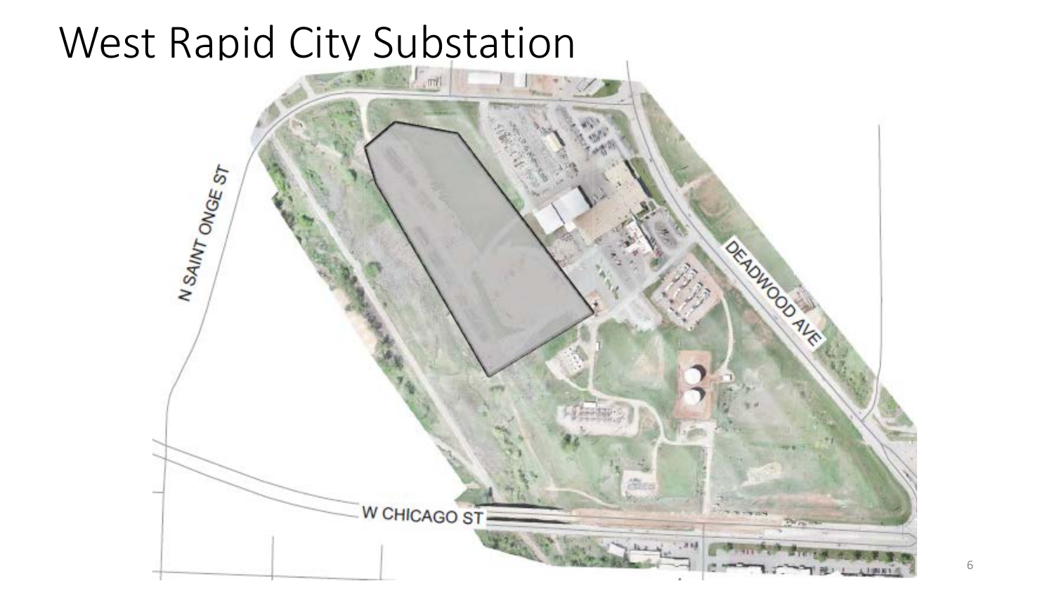# West Rapid City Substation

N SAINT ONGE ST

DEADWOOD AVE

W CHICAGO ST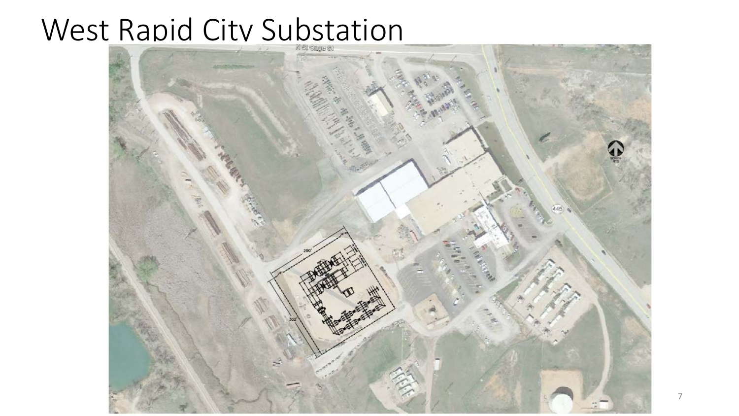# West Rapid City Substation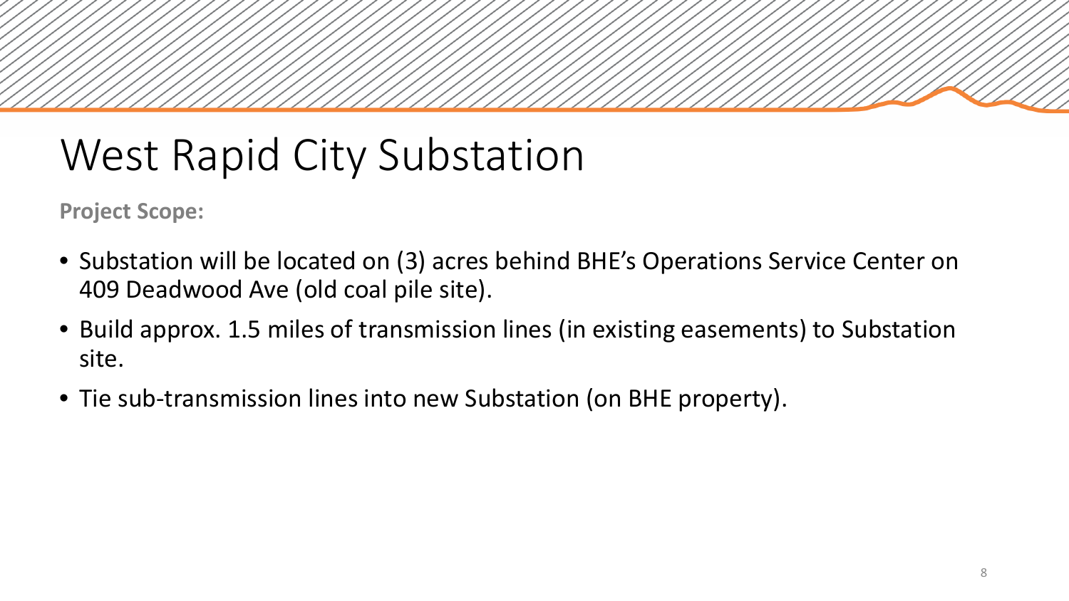# West Rapid City Substation

**Project Scope:**

- Substation will be located on (3) acres behind BHE's Operations Service Center on 409 Deadwood Ave (old coal pile site).
- Build approx. 1.5 miles of transmission lines (in existing easements) to Substation site.
- Tie sub-transmission lines into new Substation (on BHE property).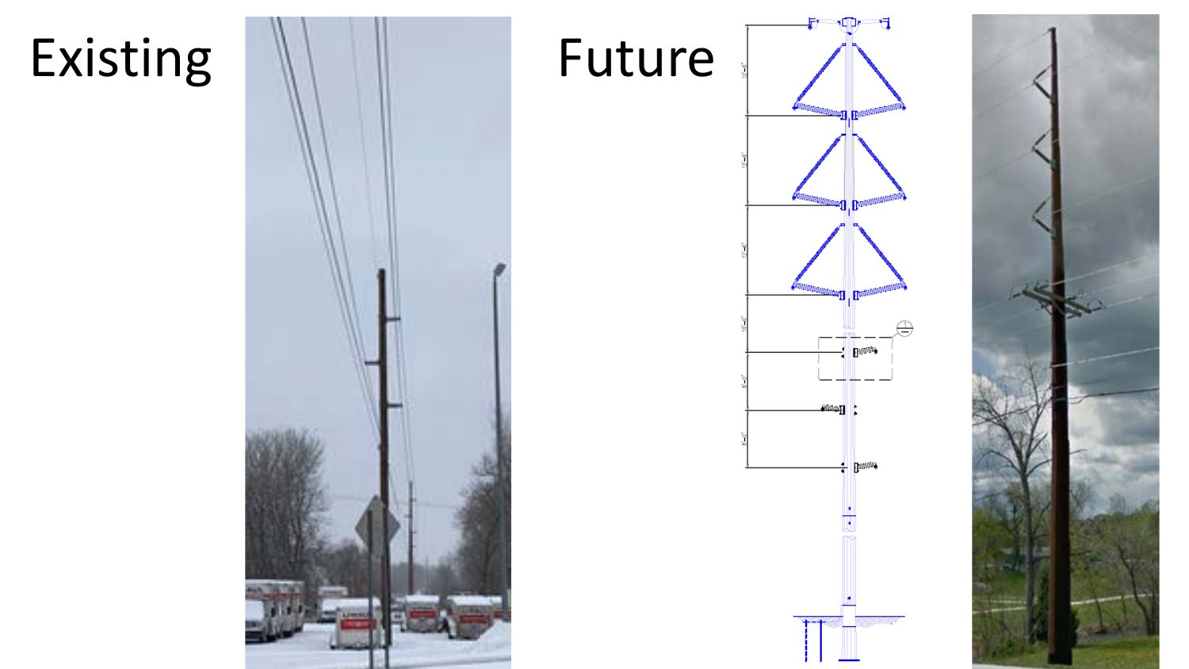Existing

Future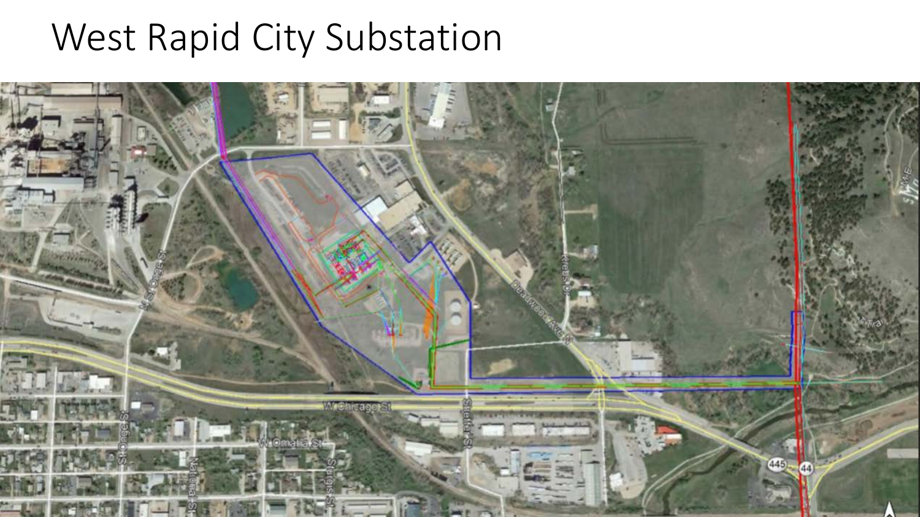# West Rapid City Substation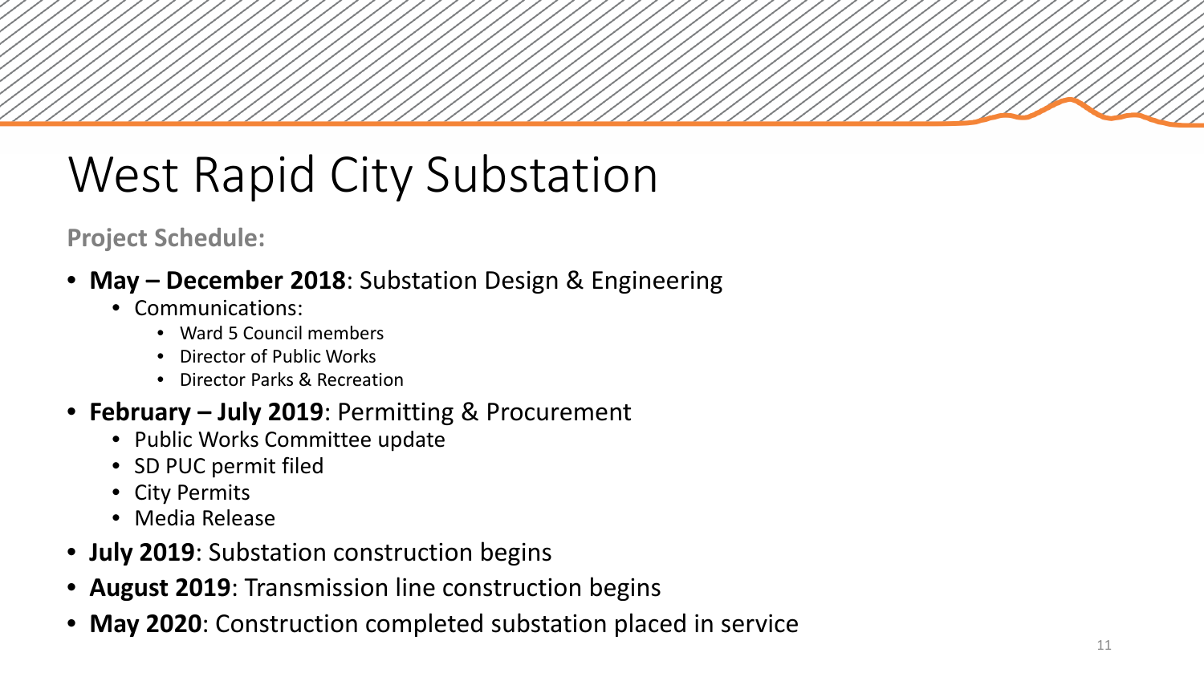# West Rapid City Substation

**Project Schedule:**

- **May – December 2018**: Substation Design & Engineering
  - Communications:
    - Ward 5 Council members
    - Director of Public Works
    - Director Parks & Recreation
- **February – July 2019**: Permitting & Procurement
  - Public Works Committee update
  - SD PUC permit filed
  - City Permits
  - Media Release
- **July 2019**: Substation construction begins
- **August 2019**: Transmission line construction begins
- **May 2020**: Construction completed substation placed in service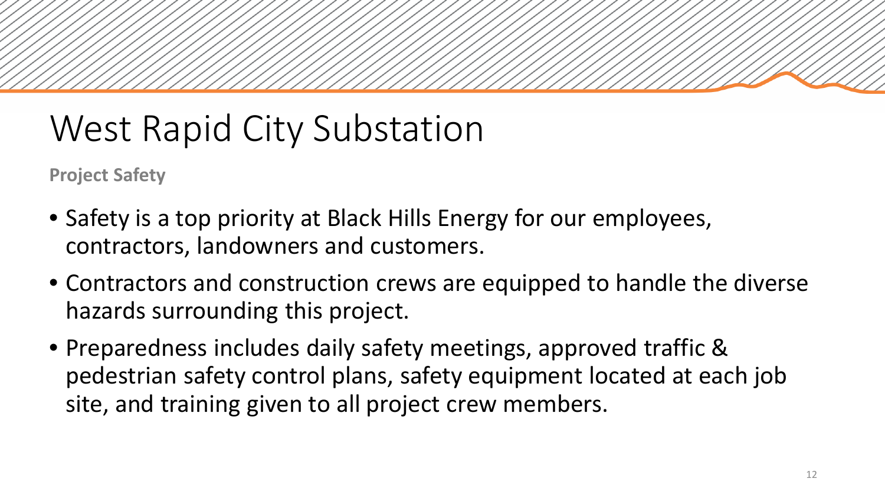# West Rapid City Substation

**Project Safety**

- Safety is a top priority at Black Hills Energy for our employees, contractors, landowners and customers.
- Contractors and construction crews are equipped to handle the diverse hazards surrounding this project.
- Preparedness includes daily safety meetings, approved traffic & pedestrian safety control plans, safety equipment located at each job site, and training given to all project crew members.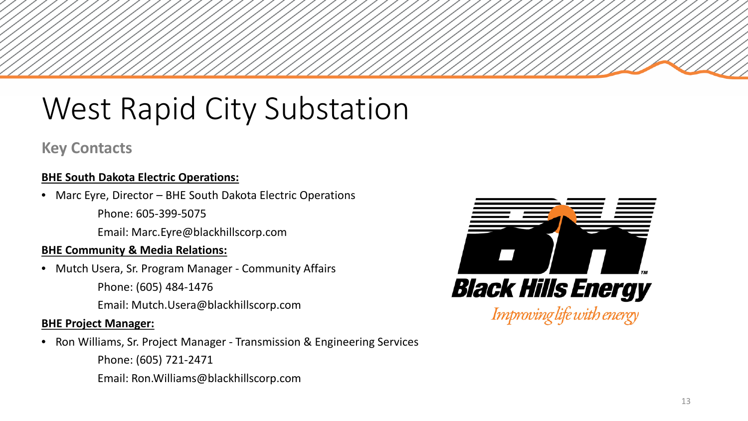# West Rapid City Substation

## Key Contacts

**BHE South Dakota Electric Operations:**

- Marc Eyre, Director – BHE South Dakota Electric Operations
  Phone: 605-399-5075
  Email: Marc.Eyre@blackhillscorp.com

**BHE Community & Media Relations:**

- Mutch Usera, Sr. Program Manager - Community Affairs
  Phone: (605) 484-1476
  Email: Mutch.Usera@blackhillscorp.com

**BHE Project Manager:**

- Ron Williams, Sr. Project Manager - Transmission & Engineering Services
  Phone: (605) 721-2471
  Email: Ron.Williams@blackhillscorp.com

Black Hills Energy

*Improving life with energy*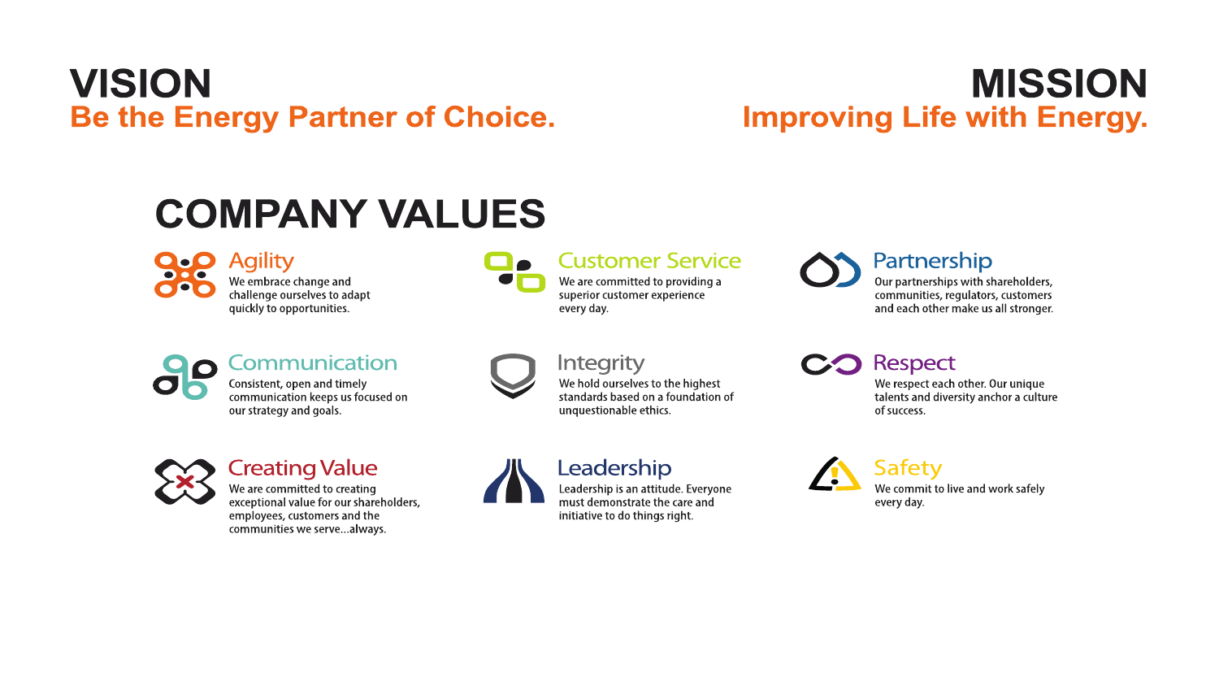## VISION

**Be the Energy Partner of Choice.**

## MISSION

**Improving Life with Energy.**

# COMPANY VALUES

### Agility
We embrace change and challenge ourselves to adapt quickly to opportunities.

### Customer Service
We are committed to providing a superior customer experience every day.

### Partnership
Our partnerships with shareholders, communities, regulators, customers and each other make us all stronger.

### Communication
Consistent, open and timely communication keeps us focused on our strategy and goals.

### Integrity
We hold ourselves to the highest standards based on a foundation of unquestionable ethics.

### Respect
We respect each other. Our unique talents and diversity anchor a culture of success.

### Creating Value
We are committed to creating exceptional value for our shareholders, employees, customers and the communities we serve...always.

### Leadership
Leadership is an attitude. Everyone must demonstrate the care and initiative to do things right.

### Safety
We commit to live and work safely every day.